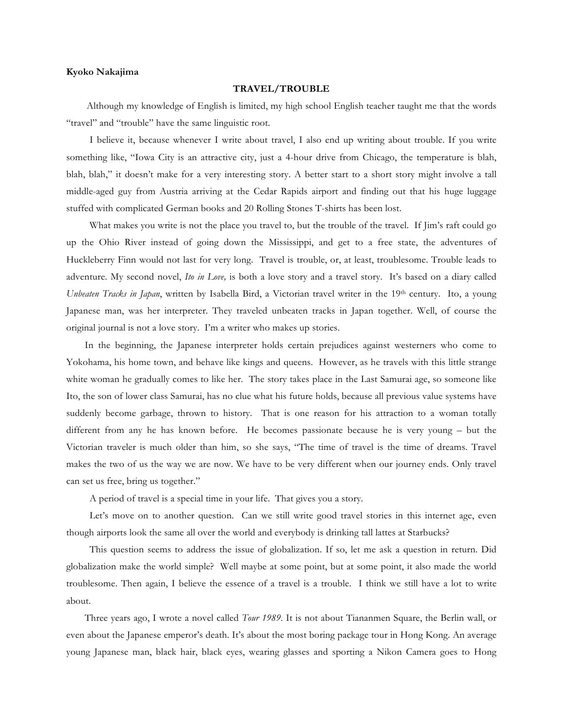**Kyoko Nakajima**

## TRAVEL/TROUBLE

Although my knowledge of English is limited, my high school English teacher taught me that the words "travel" and "trouble" have the same linguistic root.

I believe it, because whenever I write about travel, I also end up writing about trouble. If you write something like, "Iowa City is an attractive city, just a 4-hour drive from Chicago, the temperature is blah, blah, blah," it doesn't make for a very interesting story. A better start to a short story might involve a tall middle-aged guy from Austria arriving at the Cedar Rapids airport and finding out that his huge luggage stuffed with complicated German books and 20 Rolling Stones T-shirts has been lost.

What makes you write is not the place you travel to, but the trouble of the travel. If Jim's raft could go up the Ohio River instead of going down the Mississippi, and get to a free state, the adventures of Huckleberry Finn would not last for very long. Travel is trouble, or, at least, troublesome. Trouble leads to adventure. My second novel, *Ito in Love,* is both a love story and a travel story. It's based on a diary called *Unbeaten Tracks in Japan*, written by Isabella Bird, a Victorian travel writer in the 19th century. Ito, a young Japanese man, was her interpreter. They traveled unbeaten tracks in Japan together. Well, of course the original journal is not a love story. I'm a writer who makes up stories.

In the beginning, the Japanese interpreter holds certain prejudices against westerners who come to Yokohama, his home town, and behave like kings and queens. However, as he travels with this little strange white woman he gradually comes to like her. The story takes place in the Last Samurai age, so someone like Ito, the son of lower class Samurai, has no clue what his future holds, because all previous value systems have suddenly become garbage, thrown to history. That is one reason for his attraction to a woman totally different from any he has known before. He becomes passionate because he is very young – but the Victorian traveler is much older than him, so she says, "The time of travel is the time of dreams. Travel makes the two of us the way we are now. We have to be very different when our journey ends. Only travel can set us free, bring us together."

A period of travel is a special time in your life. That gives you a story.

Let's move on to another question. Can we still write good travel stories in this internet age, even though airports look the same all over the world and everybody is drinking tall lattes at Starbucks?

This question seems to address the issue of globalization. If so, let me ask a question in return. Did globalization make the world simple? Well maybe at some point, but at some point, it also made the world troublesome. Then again, I believe the essence of a travel is a trouble. I think we still have a lot to write about.

Three years ago, I wrote a novel called *Tour 1989*. It is not about Tiananmen Square, the Berlin wall, or even about the Japanese emperor's death. It's about the most boring package tour in Hong Kong. An average young Japanese man, black hair, black eyes, wearing glasses and sporting a Nikon Camera goes to Hong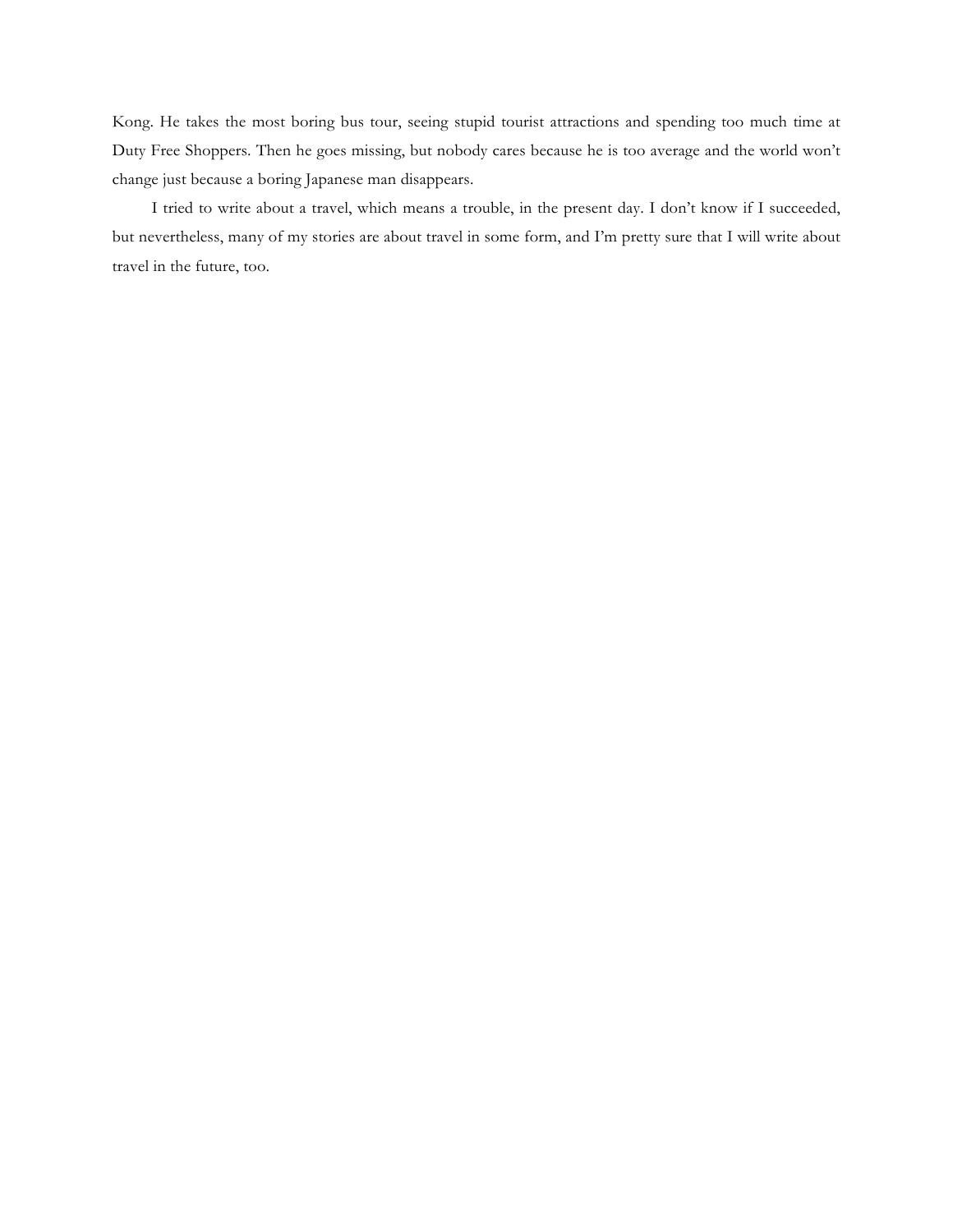Kong. He takes the most boring bus tour, seeing stupid tourist attractions and spending too much time at Duty Free Shoppers. Then he goes missing, but nobody cares because he is too average and the world won't change just because a boring Japanese man disappears.

I tried to write about a travel, which means a trouble, in the present day. I don't know if I succeeded, but nevertheless, many of my stories are about travel in some form, and I'm pretty sure that I will write about travel in the future, too.